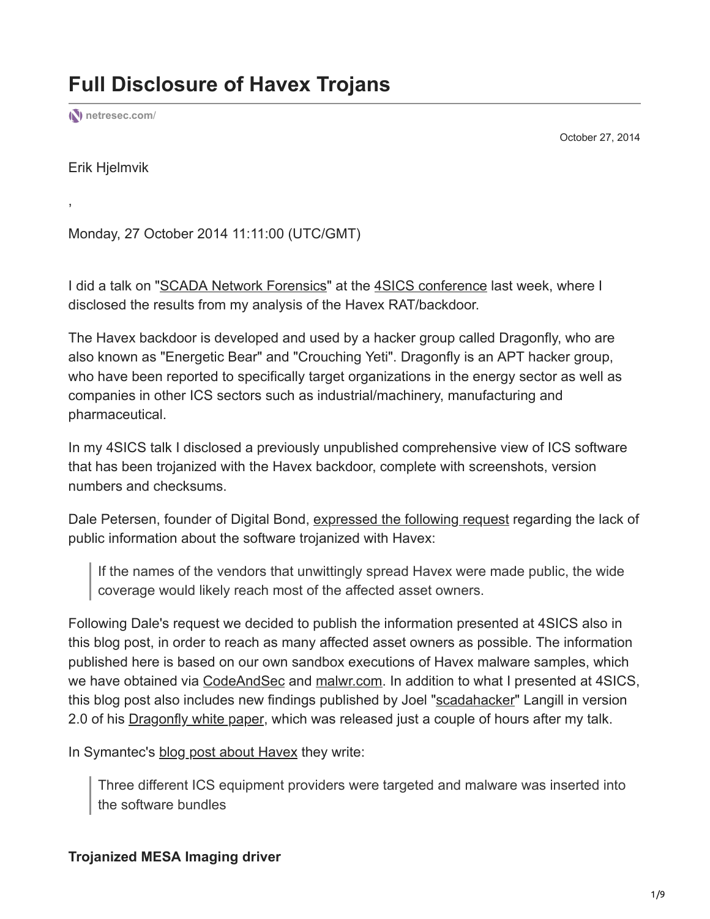# Full Disclosure of Havex Trojans

netresec.com/

October 27, 2014

Erik Hjelmvik

,

Monday, 27 October 2014 11:11:00 (UTC/GMT)

I did a talk on "SCADA Network Forensics" at the 4SICS conference last week, where I disclosed the results from my analysis of the Havex RAT/backdoor.

The Havex backdoor is developed and used by a hacker group called Dragonfly, who are also known as "Energetic Bear" and "Crouching Yeti". Dragonfly is an APT hacker group, who have been reported to specifically target organizations in the energy sector as well as companies in other ICS sectors such as industrial/machinery, manufacturing and pharmaceutical.

In my 4SICS talk I disclosed a previously unpublished comprehensive view of ICS software that has been trojanized with the Havex backdoor, complete with screenshots, version numbers and checksums.

Dale Petersen, founder of Digital Bond, expressed the following request regarding the lack of public information about the software trojanized with Havex:

> If the names of the vendors that unwittingly spread Havex were made public, the wide coverage would likely reach most of the affected asset owners.

Following Dale's request we decided to publish the information presented at 4SICS also in this blog post, in order to reach as many affected asset owners as possible. The information published here is based on our own sandbox executions of Havex malware samples, which we have obtained via CodeAndSec and malwr.com. In addition to what I presented at 4SICS, this blog post also includes new findings published by Joel "scadahacker" Langill in version 2.0 of his Dragonfly white paper, which was released just a couple of hours after my talk.

In Symantec's blog post about Havex they write:

> Three different ICS equipment providers were targeted and malware was inserted into the software bundles

### Trojanized MESA Imaging driver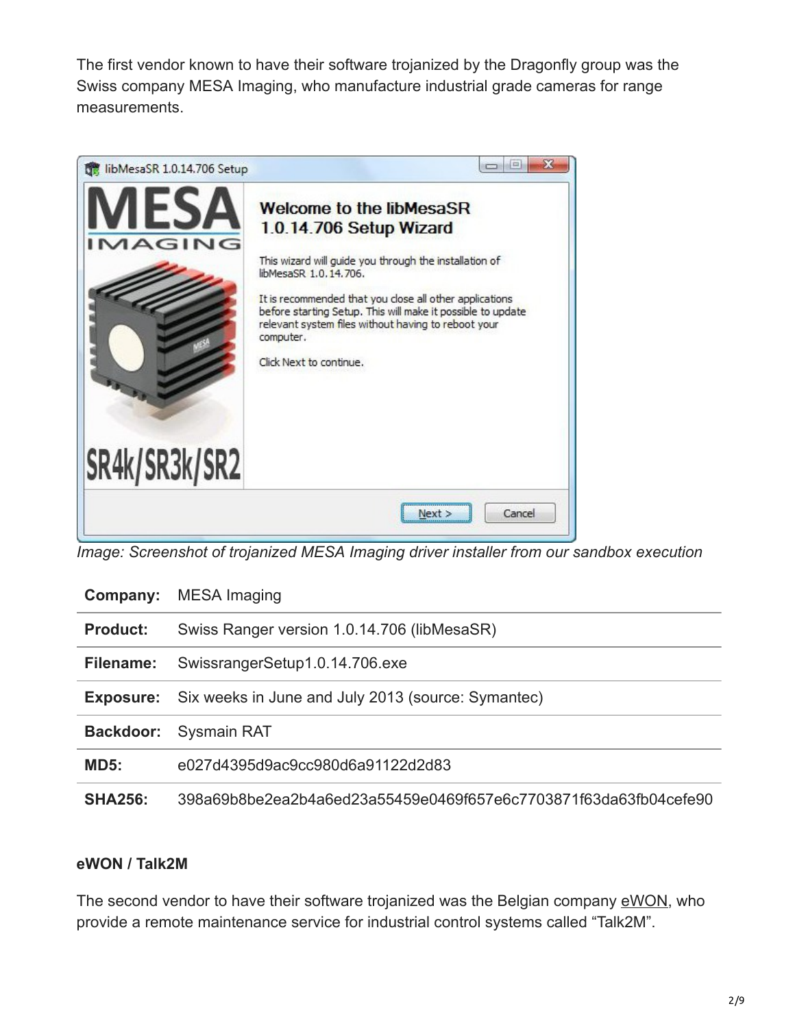The first vendor known to have their software trojanized by the Dragonfly group was the Swiss company MESA Imaging, who manufacture industrial grade cameras for range measurements.

*Image: Screenshot of trojanized MESA Imaging driver installer from our sandbox execution*

| | |
|---|---|
| **Company:** | MESA Imaging |
| **Product:** | Swiss Ranger version 1.0.14.706 (libMesaSR) |
| **Filename:** | SwissrangerSetup1.0.14.706.exe |
| **Exposure:** | Six weeks in June and July 2013 (source: Symantec) |
| **Backdoor:** | Sysmain RAT |
| **MD5:** | e027d4395d9ac9cc980d6a91122d2d83 |
| **SHA256:** | 398a69b8be2ea2b4a6ed23a55459e0469f657e6c7703871f63da63fb04cefe90 |

**eWON / Talk2M**

The second vendor to have their software trojanized was the Belgian company eWON, who provide a remote maintenance service for industrial control systems called "Talk2M".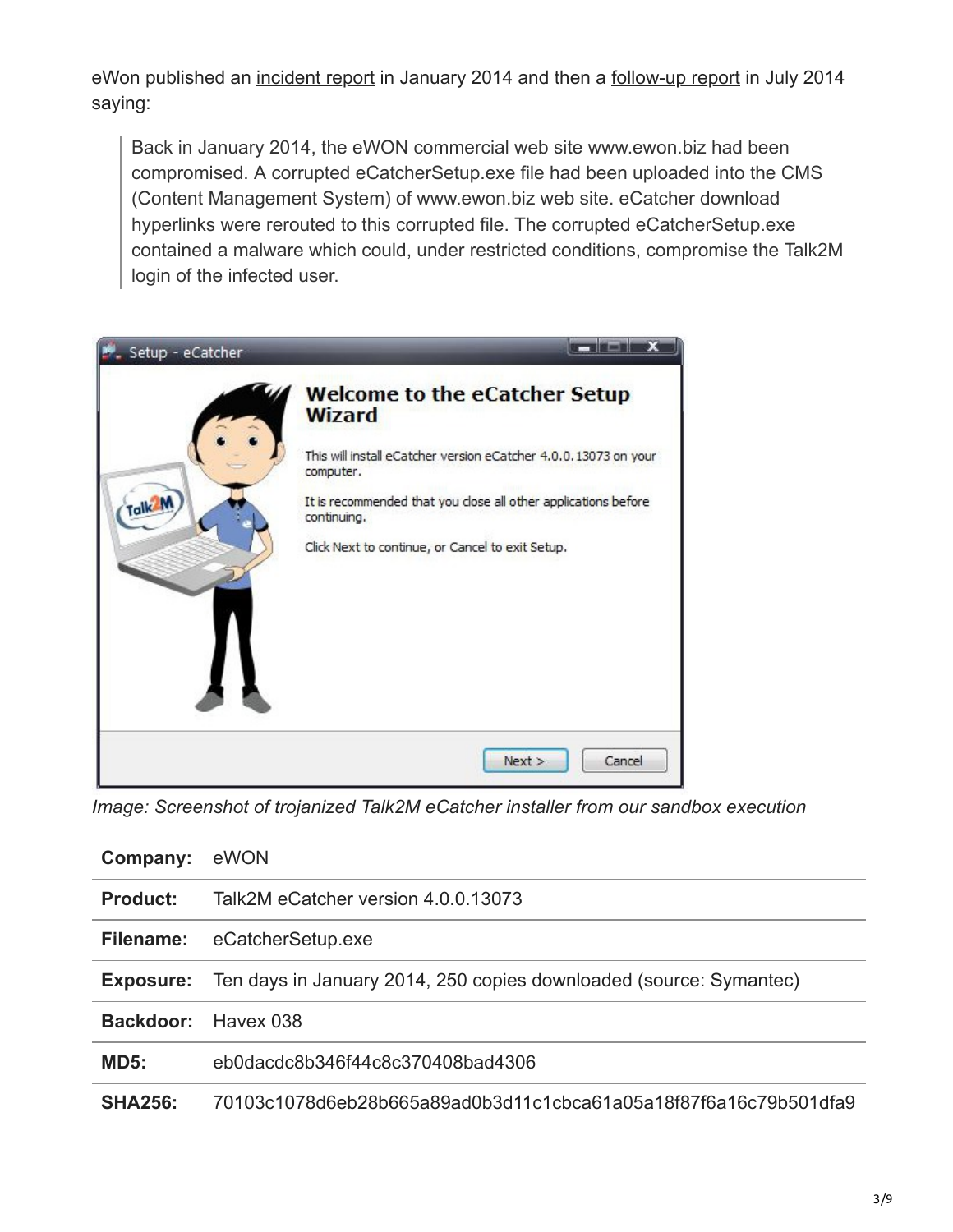eWon published an incident report in January 2014 and then a follow-up report in July 2014 saying:

> Back in January 2014, the eWON commercial web site www.ewon.biz had been compromised. A corrupted eCatcherSetup.exe file had been uploaded into the CMS (Content Management System) of www.ewon.biz web site. eCatcher download hyperlinks were rerouted to this corrupted file. The corrupted eCatcherSetup.exe contained a malware which could, under restricted conditions, compromise the Talk2M login of the infected user.

*Image: Screenshot of trojanized Talk2M eCatcher installer from our sandbox execution*

| | |
|---|---|
| **Company:** | eWON |
| **Product:** | Talk2M eCatcher version 4.0.0.13073 |
| **Filename:** | eCatcherSetup.exe |
| **Exposure:** | Ten days in January 2014, 250 copies downloaded (source: Symantec) |
| **Backdoor:** | Havex 038 |
| **MD5:** | eb0dacdc8b346f44c8c370408bad4306 |
| **SHA256:** | 70103c1078d6eb28b665a89ad0b3d11c1cbca61a05a18f87f6a16c79b501dfa9 |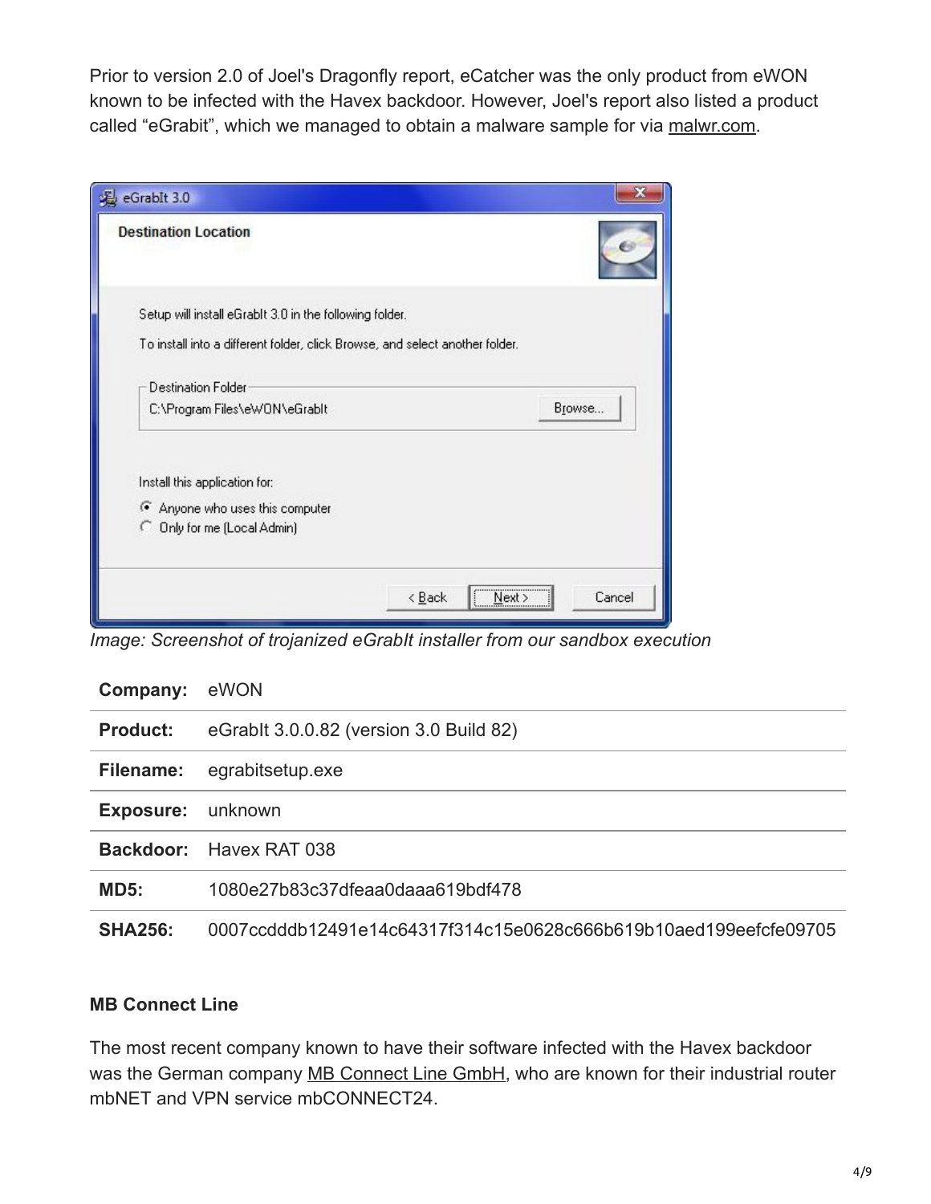Prior to version 2.0 of Joel's Dragonfly report, eCatcher was the only product from eWON known to be infected with the Havex backdoor. However, Joel's report also listed a product called “eGrabit”, which we managed to obtain a malware sample for via malwr.com.

*Image: Screenshot of trojanized eGrabIt installer from our sandbox execution*

| | |
|---|---|
| **Company:** | eWON |
| **Product:** | eGrabIt 3.0.0.82 (version 3.0 Build 82) |
| **Filename:** | egrabitsetup.exe |
| **Exposure:** | unknown |
| **Backdoor:** | Havex RAT 038 |
| **MD5:** | 1080e27b83c37dfeaa0daaa619bdf478 |
| **SHA256:** | 0007ccdddb12491e14c64317f314c15e0628c666b619b10aed199eefcfe09705 |

**MB Connect Line**

The most recent company known to have their software infected with the Havex backdoor was the German company MB Connect Line GmbH, who are known for their industrial router mbNET and VPN service mbCONNECT24.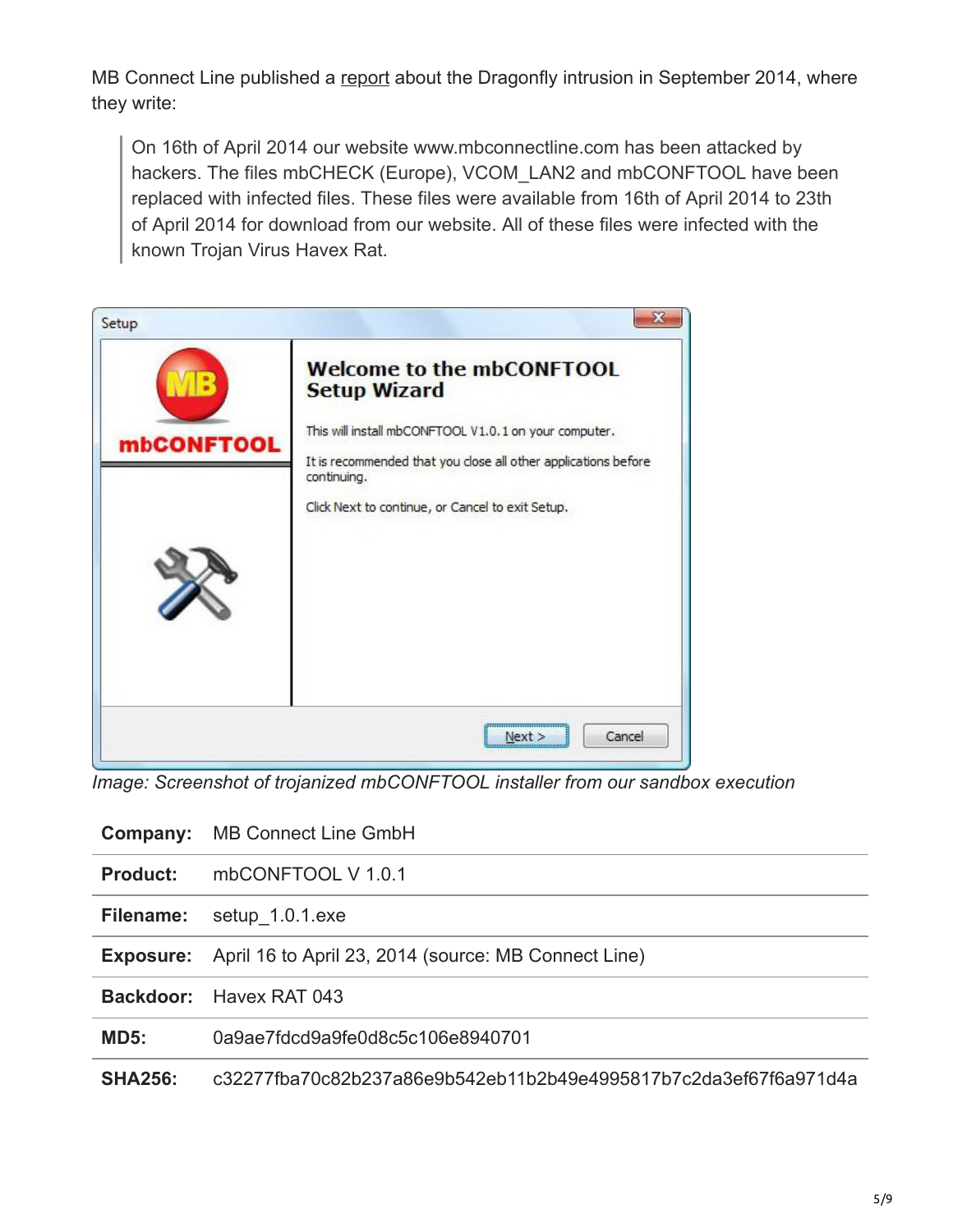MB Connect Line published a report about the Dragonfly intrusion in September 2014, where they write:

> On 16th of April 2014 our website www.mbconnectline.com has been attacked by hackers. The files mbCHECK (Europe), VCOM_LAN2 and mbCONFTOOL have been replaced with infected files. These files were available from 16th of April 2014 to 23th of April 2014 for download from our website. All of these files were infected with the known Trojan Virus Havex Rat.

*Image: Screenshot of trojanized mbCONFTOOL installer from our sandbox execution*

| | |
|---|---|
| **Company:** | MB Connect Line GmbH |
| **Product:** | mbCONFTOOL V 1.0.1 |
| **Filename:** | setup_1.0.1.exe |
| **Exposure:** | April 16 to April 23, 2014 (source: MB Connect Line) |
| **Backdoor:** | Havex RAT 043 |
| **MD5:** | 0a9ae7fdcd9a9fe0d8c5c106e8940701 |
| **SHA256:** | c32277fba70c82b237a86e9b542eb11b2b49e4995817b7c2da3ef67f6a971d4a |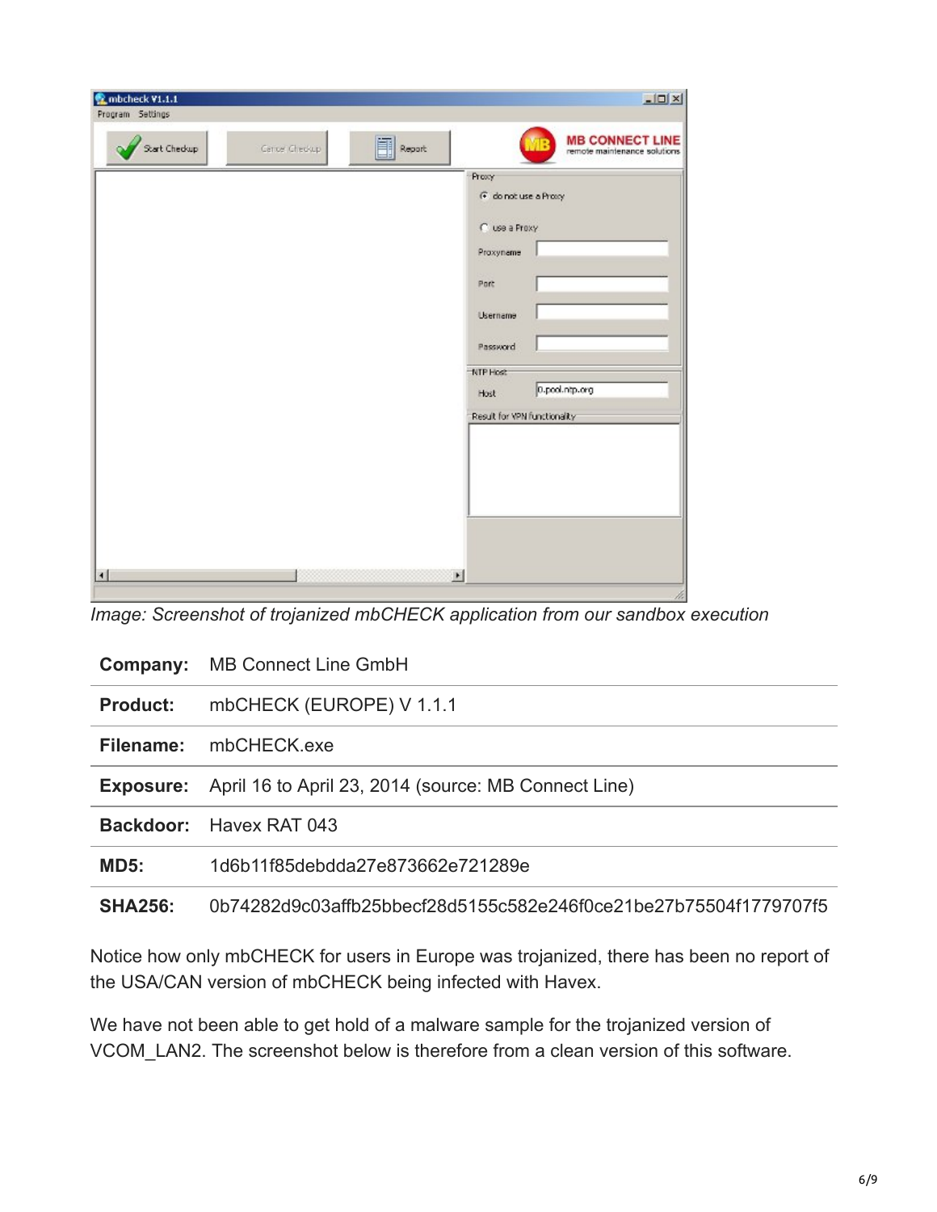*Image: Screenshot of trojanized mbCHECK application from our sandbox execution*

| | |
|---|---|
| **Company:** | MB Connect Line GmbH |
| **Product:** | mbCHECK (EUROPE) V 1.1.1 |
| **Filename:** | mbCHECK.exe |
| **Exposure:** | April 16 to April 23, 2014 (source: MB Connect Line) |
| **Backdoor:** | Havex RAT 043 |
| **MD5:** | 1d6b11f85debdda27e873662e721289e |
| **SHA256:** | 0b74282d9c03affb25bbecf28d5155c582e246f0ce21be27b75504f1779707f5 |

Notice how only mbCHECK for users in Europe was trojanized, there has been no report of the USA/CAN version of mbCHECK being infected with Havex.

We have not been able to get hold of a malware sample for the trojanized version of VCOM_LAN2. The screenshot below is therefore from a clean version of this software.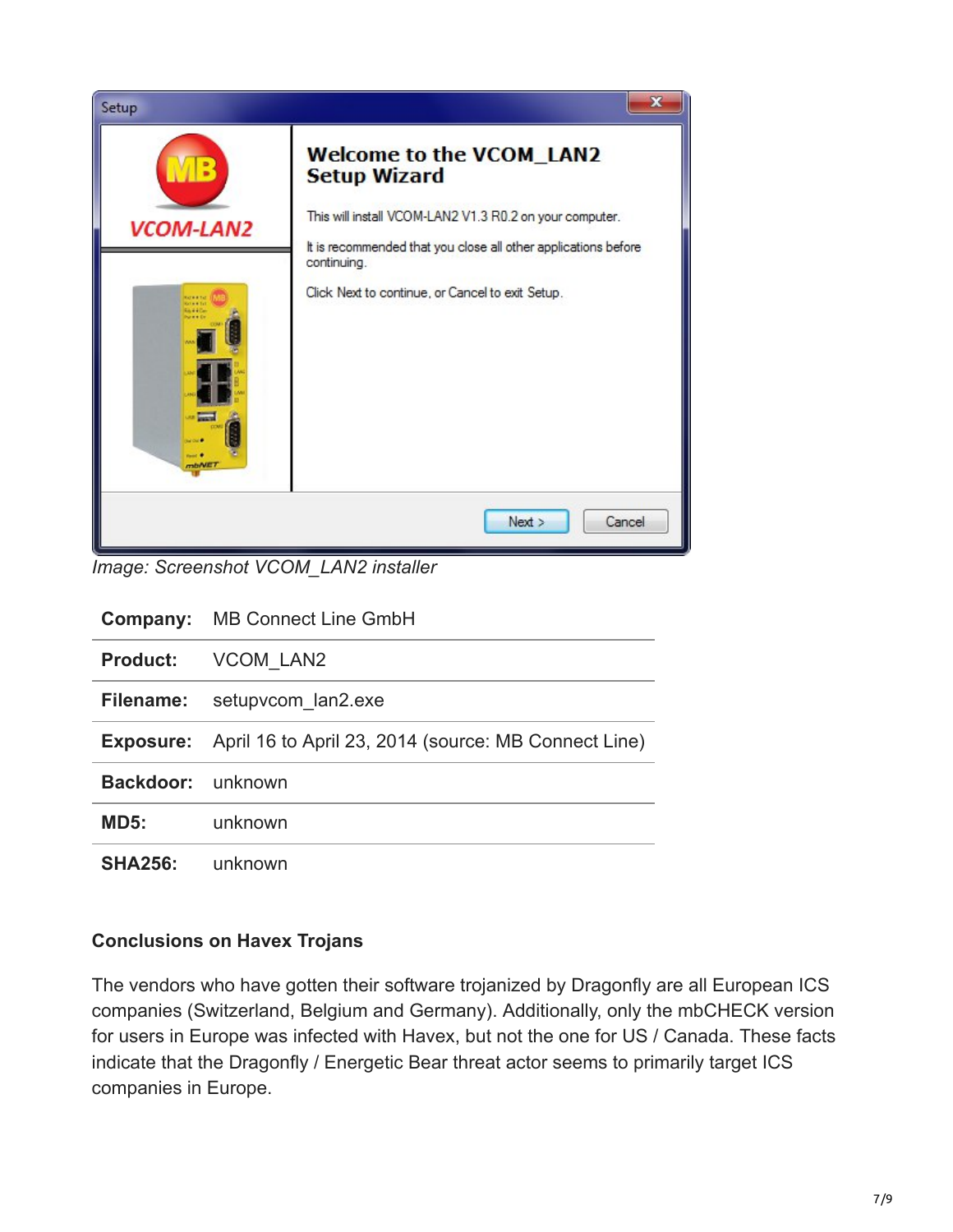*Image: Screenshot VCOM_LAN2 installer*

| | |
|---|---|
| **Company:** | MB Connect Line GmbH |
| **Product:** | VCOM_LAN2 |
| **Filename:** | setupvcom_lan2.exe |
| **Exposure:** | April 16 to April 23, 2014 (source: MB Connect Line) |
| **Backdoor:** | unknown |
| **MD5:** | unknown |
| **SHA256:** | unknown |

### Conclusions on Havex Trojans

The vendors who have gotten their software trojanized by Dragonfly are all European ICS companies (Switzerland, Belgium and Germany). Additionally, only the mbCHECK version for users in Europe was infected with Havex, but not the one for US / Canada. These facts indicate that the Dragonfly / Energetic Bear threat actor seems to primarily target ICS companies in Europe.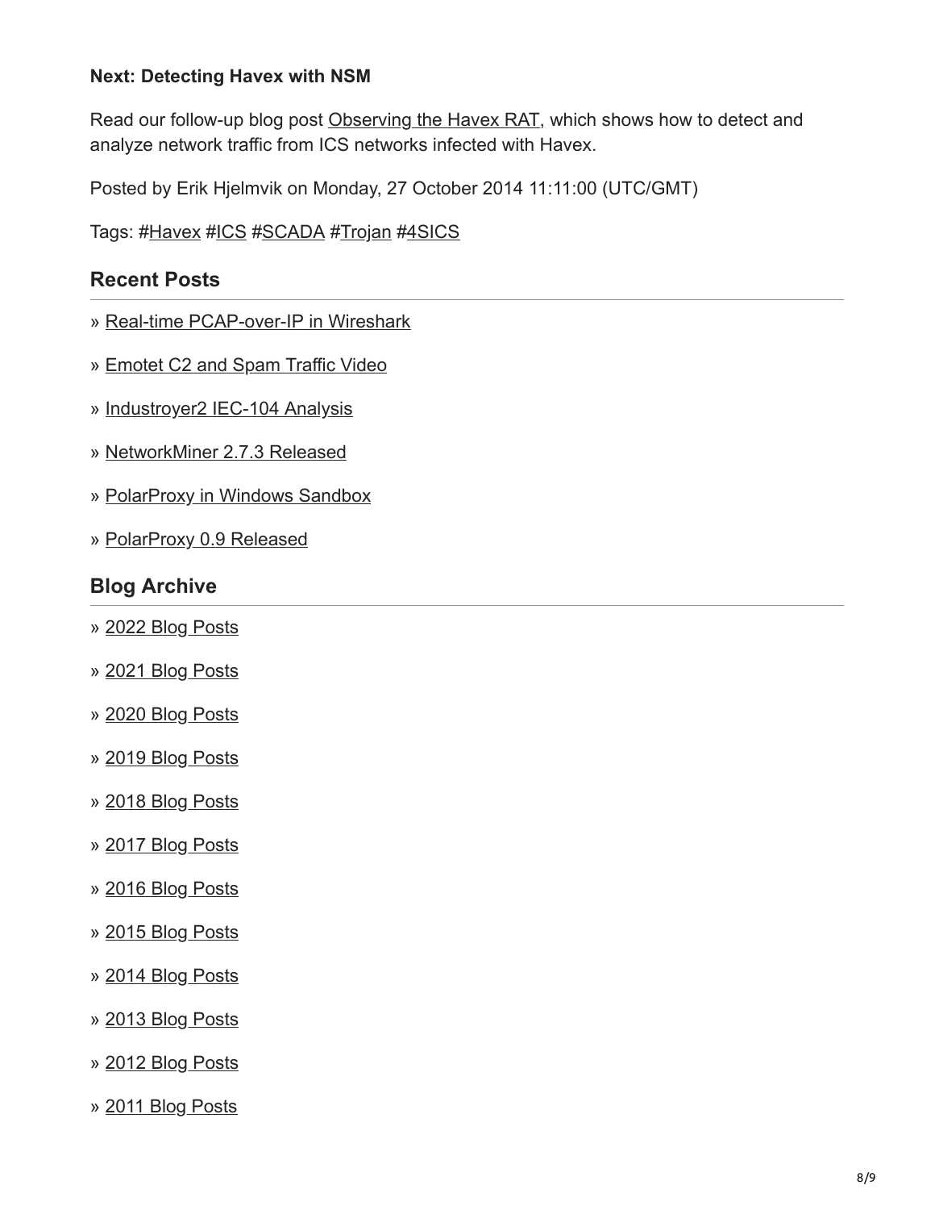**Next: Detecting Havex with NSM**

Read our follow-up blog post Observing the Havex RAT, which shows how to detect and analyze network traffic from ICS networks infected with Havex.

Posted by Erik Hjelmvik on Monday, 27 October 2014 11:11:00 (UTC/GMT)

Tags: #Havex #ICS #SCADA #Trojan #4SICS

## Recent Posts

» Real-time PCAP-over-IP in Wireshark

» Emotet C2 and Spam Traffic Video

» Industroyer2 IEC-104 Analysis

» NetworkMiner 2.7.3 Released

» PolarProxy in Windows Sandbox

» PolarProxy 0.9 Released

## Blog Archive

» 2022 Blog Posts

» 2021 Blog Posts

» 2020 Blog Posts

» 2019 Blog Posts

» 2018 Blog Posts

» 2017 Blog Posts

» 2016 Blog Posts

» 2015 Blog Posts

» 2014 Blog Posts

» 2013 Blog Posts

» 2012 Blog Posts

» 2011 Blog Posts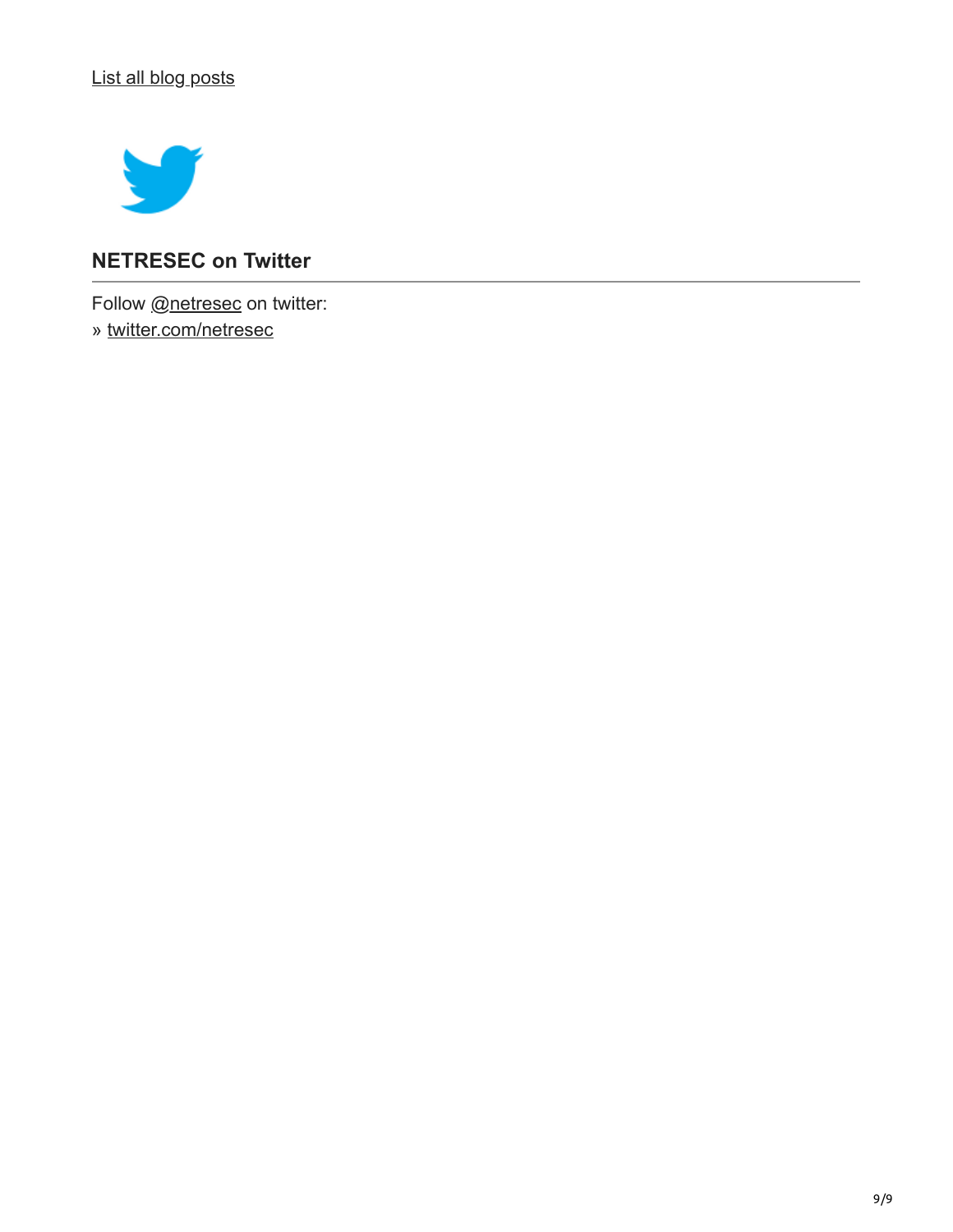List all blog posts

## NETRESEC on Twitter

Follow @netresec on twitter:
» twitter.com/netresec